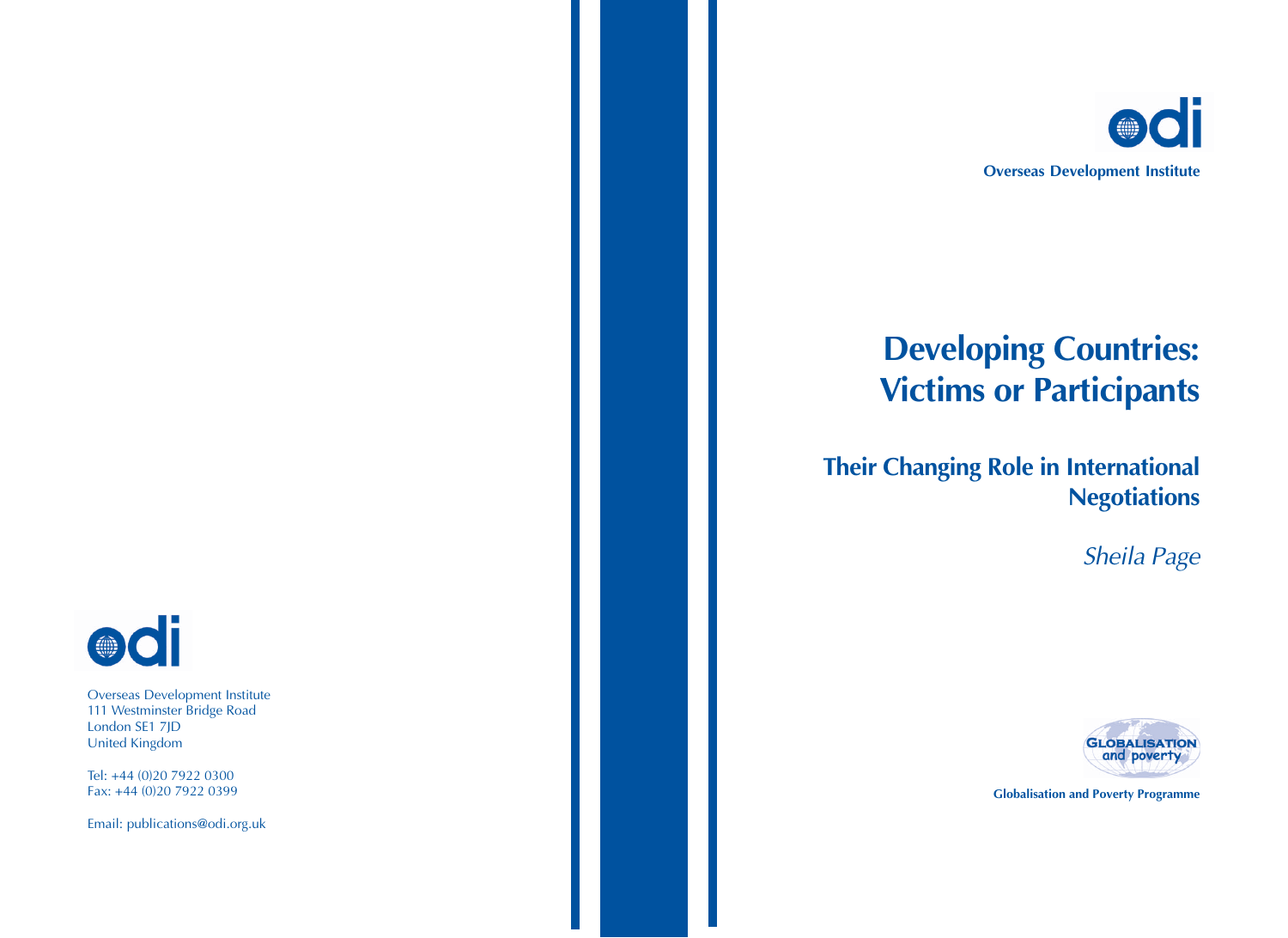odi

Overseas Development Institute

# Developing Countries: Victims or Participants

## Their Changing Role in International Negotiations

*Sheila Page*

GLOBALISATION and poverty

**Globalisation and Poverty Programme**

odi

Overseas Development Institute
111 Westminster Bridge Road
London SE1 7JD
United Kingdom

Tel: +44 (0)20 7922 0300
Fax: +44 (0)20 7922 0399

Email: publications@odi.org.uk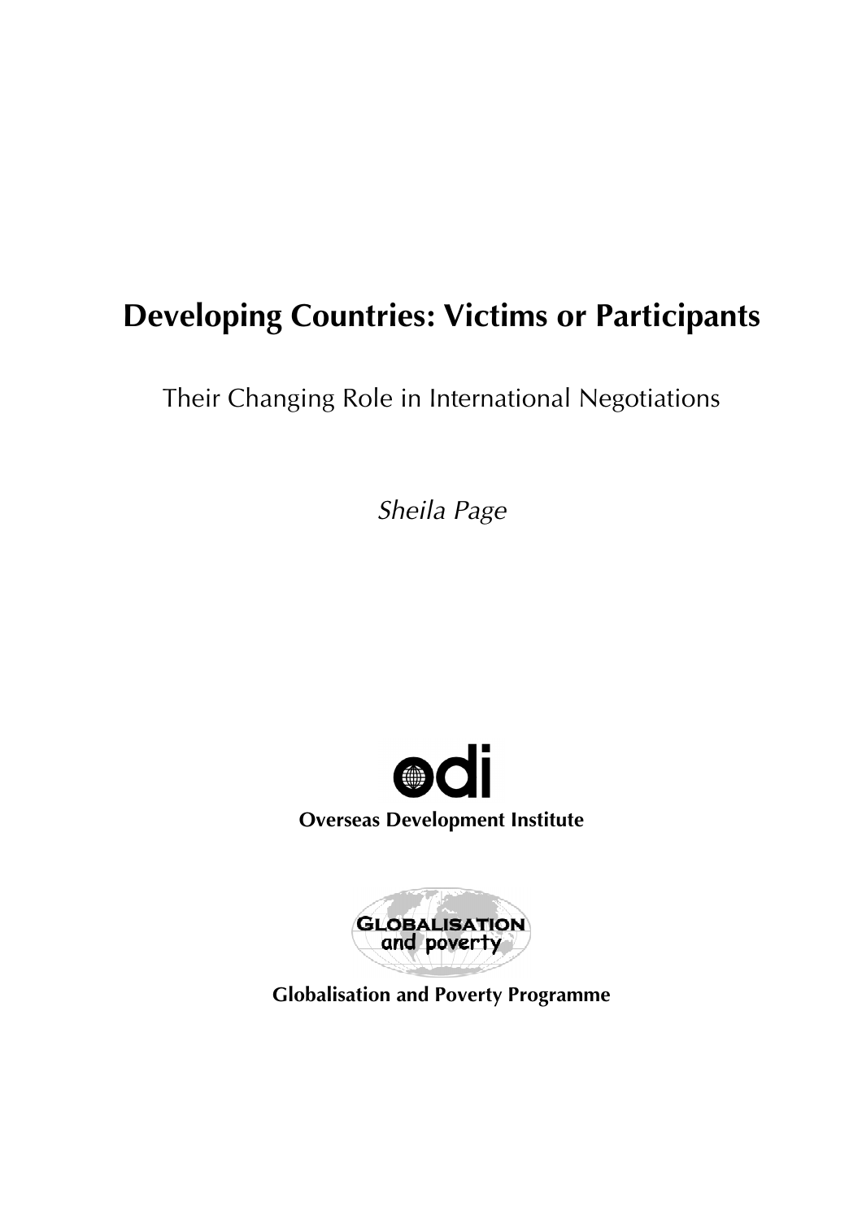# Developing Countries: Victims or Participants

Their Changing Role in International Negotiations

*Sheila Page*

**Overseas Development Institute**

**Globalisation and Poverty Programme**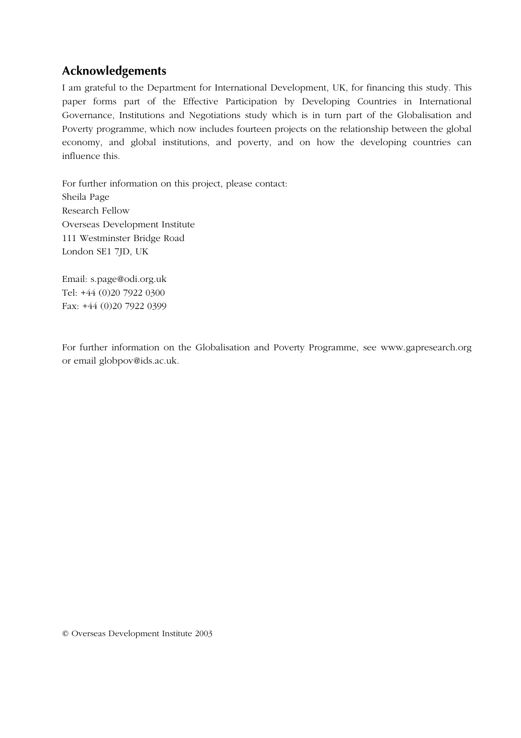## Acknowledgements

I am grateful to the Department for International Development, UK, for financing this study. This paper forms part of the Effective Participation by Developing Countries in International Governance, Institutions and Negotiations study which is in turn part of the Globalisation and Poverty programme, which now includes fourteen projects on the relationship between the global economy, and global institutions, and poverty, and on how the developing countries can influence this.

For further information on this project, please contact:
Sheila Page
Research Fellow
Overseas Development Institute
111 Westminster Bridge Road
London SE1 7JD, UK

Email: s.page@odi.org.uk
Tel: +44 (0)20 7922 0300
Fax: +44 (0)20 7922 0399

For further information on the Globalisation and Poverty Programme, see www.gapresearch.org or email globpov@ids.ac.uk.

© Overseas Development Institute 2003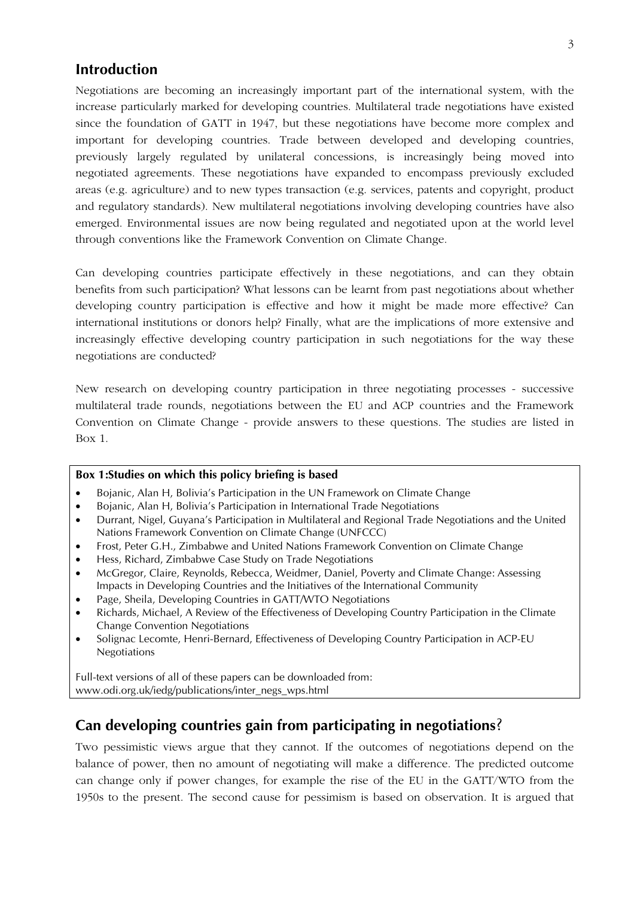## Introduction

Negotiations are becoming an increasingly important part of the international system, with the increase particularly marked for developing countries. Multilateral trade negotiations have existed since the foundation of GATT in 1947, but these negotiations have become more complex and important for developing countries. Trade between developed and developing countries, previously largely regulated by unilateral concessions, is increasingly being moved into negotiated agreements. These negotiations have expanded to encompass previously excluded areas (e.g. agriculture) and to new types transaction (e.g. services, patents and copyright, product and regulatory standards). New multilateral negotiations involving developing countries have also emerged. Environmental issues are now being regulated and negotiated upon at the world level through conventions like the Framework Convention on Climate Change.

Can developing countries participate effectively in these negotiations, and can they obtain benefits from such participation? What lessons can be learnt from past negotiations about whether developing country participation is effective and how it might be made more effective? Can international institutions or donors help? Finally, what are the implications of more extensive and increasingly effective developing country participation in such negotiations for the way these negotiations are conducted?

New research on developing country participation in three negotiating processes - successive multilateral trade rounds, negotiations between the EU and ACP questions and the Framework Convention on Climate Change - provide answers to these questions. The studies are listed in Box 1.

**Box 1:Studies on which this policy briefing is based**

- Bojanic, Alan H, Bolivia's Participation in the UN Framework on Climate Change
- Bojanic, Alan H, Bolivia's Participation in International Trade Negotiations
- Durrant, Nigel, Guyana's Participation in Multilateral and Regional Trade Negotiations and the United Nations Framework Convention on Climate Change (UNFCCC)
- Frost, Peter G.H., Zimbabwe and United Nations Framework Convention on Climate Change
- Hess, Richard, Zimbabwe Case Study on Trade Negotiations
- McGregor, Claire, Reynolds, Rebecca, Weidmer, Daniel, Poverty and Climate Change: Assessing Impacts in Developing Countries and the Initiatives of the International Community
- Page, Sheila, Developing Countries in GATT/WTO Negotiations
- Richards, Michael, A Review of the Effectiveness of Developing Country Participation in the Climate Change Convention Negotiations
- Solignac Lecomte, Henri-Bernard, Effectiveness of Developing Country Participation in ACP-EU Negotiations

Full-text versions of all of these papers can be downloaded from:
www.odi.org.uk/iedg/publications/inter_negs_wps.html

## Can developing countries gain from participating in negotiations?

Two pessimistic views argue that they cannot. If the outcomes of negotiations depend on the balance of power, then no amount of negotiating will make a difference. The predicted outcome can change only if power changes, for example the rise of the EU in the GATT/WTO from the 1950s to the present. The second cause for pessimism is based on observation. It is argued that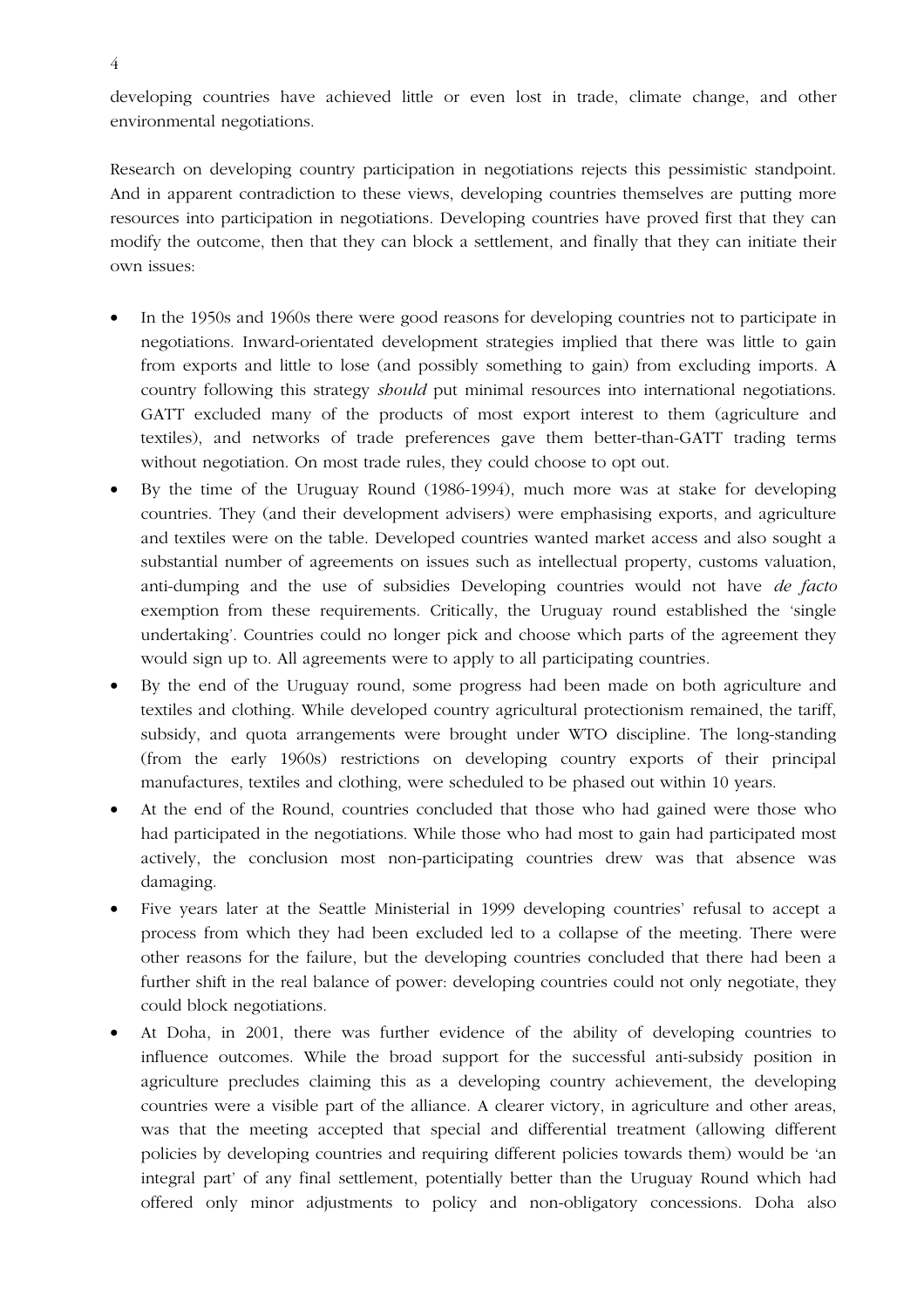developing countries have achieved little or even lost in trade, climate change, and other environmental negotiations.

Research on developing country participation in negotiations rejects this pessimistic standpoint. And in apparent contradiction to these views, developing countries themselves are putting more resources into participation in negotiations. Developing countries have proved first that they can modify the outcome, then that they can block a settlement, and finally that they can initiate their own issues:

- In the 1950s and 1960s there were good reasons for developing countries not to participate in negotiations. Inward-orientated development strategies implied that there was little to gain from exports and little to lose (and possibly something to gain) from excluding imports. A country following this strategy *should* put minimal resources into international negotiations. GATT excluded many of the products of most export interest to them (agriculture and textiles), and networks of trade preferences gave them better-than-GATT trading terms without negotiation. On most trade rules, they could choose to opt out.
- By the time of the Uruguay Round (1986-1994), much more was at stake for developing countries. They (and their development advisers) were emphasising exports, and agriculture and textiles were on the table. Developed countries wanted market access and also sought a substantial number of agreements on issues such as intellectual property, customs valuation, anti-dumping and the use of subsidies Developing countries would not have *de facto* exemption from these requirements. Critically, the Uruguay round established the 'single undertaking'. Countries could no longer pick and choose which parts of the agreement they would sign up to. All agreements were to apply to all participating countries.
- By the end of the Uruguay round, some progress had been made on both agriculture and textiles and clothing. While developed country agricultural protectionism remained, the tariff, subsidy, and quota arrangements were brought under WTO discipline. The long-standing (from the early 1960s) restrictions on developing country exports of their principal manufactures, textiles and clothing, were scheduled to be phased out within 10 years.
- At the end of the Round, countries concluded that those who had gained were those who had participated in the negotiations. While those who had most to gain had participated most actively, the conclusion most non-participating countries drew was that absence was damaging.
- Five years later at the Seattle Ministerial in 1999 developing countries' refusal to accept a process from which they had been excluded led to a collapse of the meeting. There were other reasons for the failure, but the developing countries concluded that there had been a further shift in the real balance of power: developing countries could not only negotiate, they could block negotiations.
- At Doha, in 2001, there was further evidence of the ability of developing countries to influence outcomes. While the broad support for the successful anti-subsidy position in agriculture precludes claiming this as a developing country achievement, the developing countries were a visible part of the alliance. A clearer victory, in agriculture and other areas, was that the meeting accepted that special and differential treatment (allowing different policies by developing countries and requiring different policies towards them) would be 'an integral part' of any final settlement, potentially better than the Uruguay Round which had offered only minor adjustments to policy and non-obligatory concessions. Doha also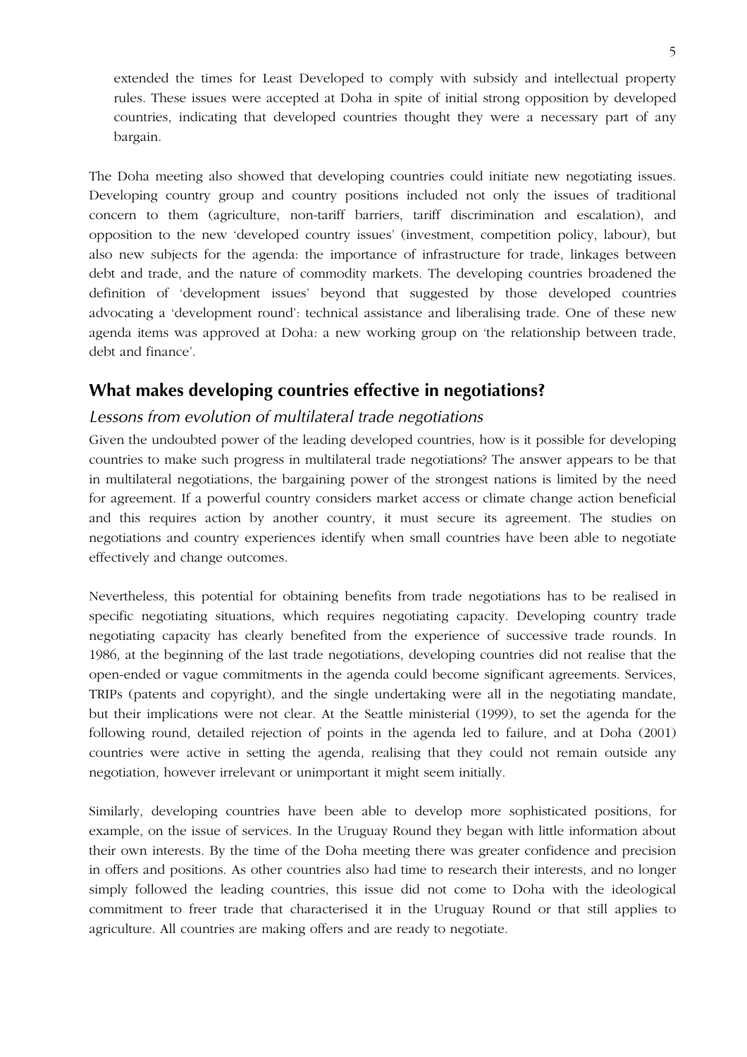extended the times for Least Developed to comply with subsidy and intellectual property rules. These issues were accepted at Doha in spite of initial strong opposition by developed countries, indicating that developed countries thought they were a necessary part of any bargain.

The Doha meeting also showed that developing countries could initiate new negotiating issues. Developing country group and country positions included not only the issues of traditional concern to them (agriculture, non-tariff barriers, tariff discrimination and escalation), and opposition to the new 'developed country issues' (investment, competition policy, labour), but also new subjects for the agenda: the importance of infrastructure for trade, linkages between debt and trade, and the nature of commodity markets. The developing countries broadened the definition of 'development issues' beyond that suggested by those developed countries advocating a 'development round': technical assistance and liberalising trade. One of these new agenda items was approved at Doha: a new working group on 'the relationship between trade, debt and finance'.

## What makes developing countries effective in negotiations?

### *Lessons from evolution of multilateral trade negotiations*

Given the undoubted power of the leading developed countries, how is it possible for developing countries to make such progress in multilateral trade negotiations? The answer appears to be that in multilateral negotiations, the bargaining power of the strongest nations is limited by the need for agreement. If a powerful country considers market access or climate change action beneficial and this requires action by another country, it must secure its agreement. The studies on negotiations and country experiences identify when small countries have been able to negotiate effectively and change outcomes.

Nevertheless, this potential for obtaining benefits from trade negotiations has to be realised in specific negotiating situations, which requires negotiating capacity. Developing country trade negotiating capacity has clearly benefited from the experience of successive trade rounds. In 1986, at the beginning of the last trade negotiations, developing countries did not realise that the open-ended or vague commitments in the agenda could become significant agreements. Services, TRIPs (patents and copyright), and the single undertaking were all in the negotiating mandate, but their implications were not clear. At the Seattle ministerial (1999), to set the agenda for the following round, detailed rejection of points in the agenda led to failure, and at Doha (2001) countries were active in setting the agenda, realising that they could not remain outside any negotiation, however irrelevant or unimportant it might seem initially.

Similarly, developing countries have been able to develop more sophisticated positions, for example, on the issue of services. In the Uruguay Round they began with little information about their own interests. By the time of the Doha meeting there was greater confidence and precision in offers and positions. As other countries also had time to research their interests, and no longer simply followed the leading countries, this issue did not come to Doha with the ideological commitment to freer trade that characterised it in the Uruguay Round or that still applies to agriculture. All countries are making offers and are ready to negotiate.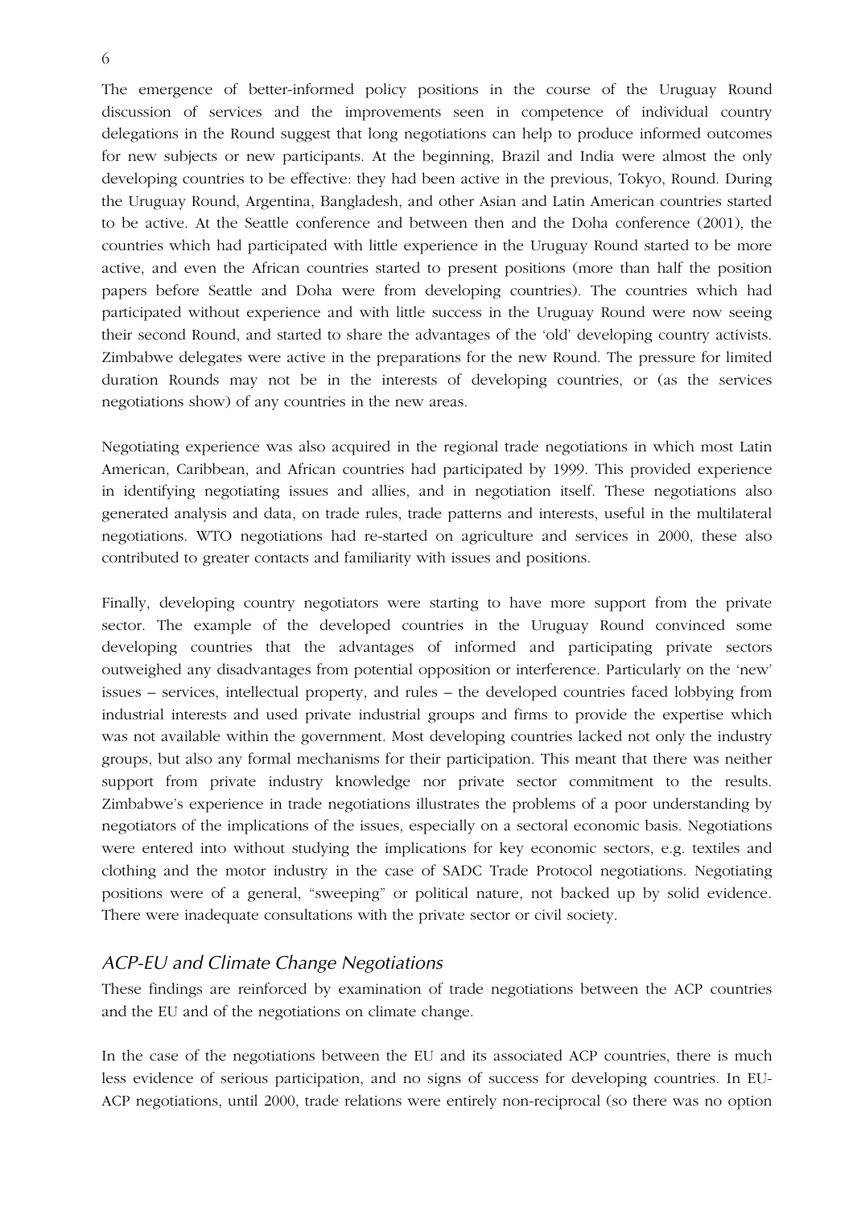The emergence of better-informed policy positions in the course of the Uruguay Round discussion of services and the improvements seen in competence of individual country delegations in the Round suggest that long negotiations can help to produce informed outcomes for new subjects or new participants. At the beginning, Brazil and India were almost the only developing countries to be effective: they had been active in the previous, Tokyo, Round. During the Uruguay Round, Argentina, Bangladesh, and other Asian and Latin American countries started to be active. At the Seattle conference and between then and the Doha conference (2001), the countries which had participated with little experience in the Uruguay Round started to be more active, and even the African countries started to present positions (more than half the position papers before Seattle and Doha were from developing countries). The countries which had participated without experience and with little success in the Uruguay Round were now seeing their second Round, and started to share the advantages of the 'old' developing country activists. Zimbabwe delegates were active in the preparations for the new Round. The pressure for limited duration Rounds may not be in the interests of developing countries, or (as the services negotiations show) of any countries in the new areas.

Negotiating experience was also acquired in the regional trade negotiations in which most Latin American, Caribbean, and African countries had participated by 1999. This provided experience in identifying negotiating issues and allies, and in negotiation itself. These negotiations also generated analysis and data, on trade rules, trade patterns and interests, useful in the multilateral negotiations. WTO negotiations had re-started on agriculture and services in 2000, these also contributed to greater contacts and familiarity with issues and positions.

Finally, developing country negotiators were starting to have more support from the private sector. The example of the developed countries in the Uruguay Round convinced some developing countries that the advantages of informed and participating private sectors outweighed any disadvantages from potential opposition or interference. Particularly on the 'new' issues – services, intellectual property, and rules – the developed countries faced lobbying from industrial interests and used private industrial groups and firms to provide the expertise which was not available within the government. Most developing countries lacked not only the industry groups, but also any formal mechanisms for their participation. This meant that there was neither support from private industry knowledge nor private sector commitment to the results. Zimbabwe's experience in trade negotiations illustrates the problems of a poor understanding by negotiators of the implications of the issues, especially on a sectoral economic basis. Negotiations were entered into without studying the implications for key economic sectors, e.g. textiles and clothing and the motor industry in the case of SADC Trade Protocol negotiations. Negotiating positions were of a general, "sweeping" or political nature, not backed up by solid evidence. There were inadequate consultations with the private sector or civil society.

### *ACP-EU and Climate Change Negotiations*

These findings are reinforced by examination of trade negotiations between the ACP countries and the EU and of the negotiations on climate change.

In the case of the negotiations between the EU and its associated ACP countries, there is much less evidence of serious participation, and no signs of success for developing countries. In EU-ACP negotiations, until 2000, trade relations were entirely non-reciprocal (so there was no option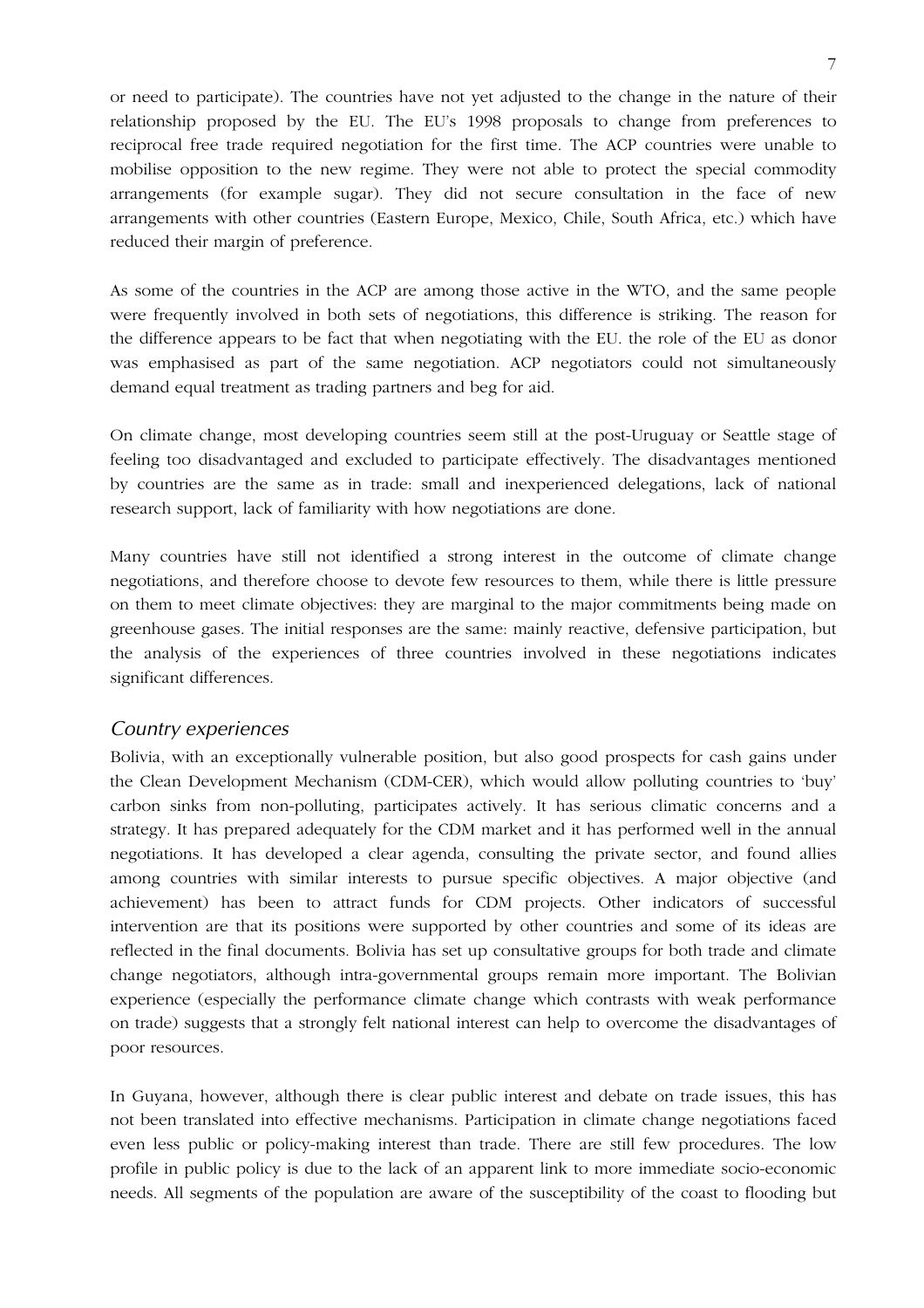or need to participate). The countries have not yet adjusted to the change in the nature of their relationship proposed by the EU. The EU's 1998 proposals to change from preferences to reciprocal free trade required negotiation for the first time. The ACP countries were unable to mobilise opposition to the new regime. They were not able to protect the special commodity arrangements (for example sugar). They did not secure consultation in the face of new arrangements with other countries (Eastern Europe, Mexico, Chile, South Africa, etc.) which have reduced their margin of preference.

As some of the countries in the ACP are among those active in the WTO, and the same people were frequently involved in both sets of negotiations, this difference is striking. The reason for the difference appears to be fact that when negotiating with the EU. the role of the EU as donor was emphasised as part of the same negotiation. ACP negotiators could not simultaneously demand equal treatment as trading partners and beg for aid.

On climate change, most developing countries seem still at the post-Uruguay or Seattle stage of feeling too disadvantaged and excluded to participate effectively. The disadvantages mentioned by countries are the same as in trade: small and inexperienced delegations, lack of national research support, lack of familiarity with how negotiations are done.

Many countries have still not identified a strong interest in the outcome of climate change negotiations, and therefore choose to devote few resources to them, while there is little pressure on them to meet climate objectives: they are marginal to the major commitments being made on greenhouse gases. The initial responses are the same: mainly reactive, defensive participation, but the analysis of the experiences of three countries involved in these negotiations indicates significant differences.

## *Country experiences*

Bolivia, with an exceptionally vulnerable position, but also good prospects for cash gains under the Clean Development Mechanism (CDM-CER), which would allow polluting countries to 'buy' carbon sinks from non-polluting, participates actively. It has serious climatic concerns and a strategy. It has prepared adequately for the CDM market and it has performed well in the annual negotiations. It has developed a clear agenda, consulting the private sector, and found allies among countries with similar interests to pursue specific objectives. A major objective (and achievement) has been to attract funds for CDM projects. Other indicators of successful intervention are that its positions were supported by other countries and some of its ideas are reflected in the final documents. Bolivia has set up consultative groups for both trade and climate change negotiators, although intra-governmental groups remain more important. The Bolivian experience (especially the performance climate change which contrasts with weak performance on trade) suggests that a strongly felt national interest can help to overcome the disadvantages of poor resources.

In Guyana, however, although there is clear public interest and debate on trade issues, this has not been translated into effective mechanisms. Participation in climate change negotiations faced even less public or policy-making interest than trade. There are still few procedures. The low profile in public policy is due to the lack of an apparent link to more immediate socio-economic needs. All segments of the population are aware of the susceptibility of the coast to flooding but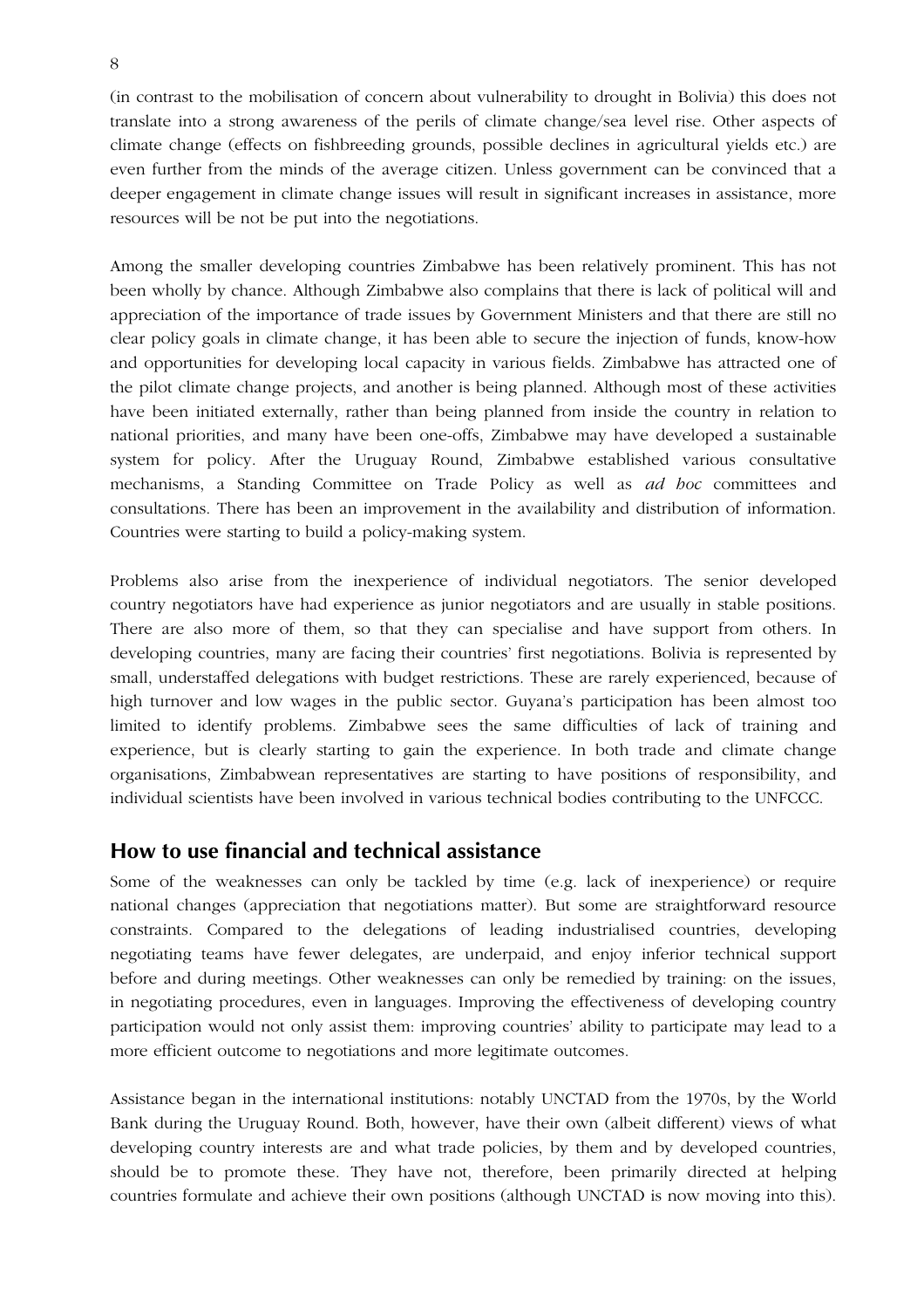(in contrast to the mobilisation of concern about vulnerability to drought in Bolivia) this does not translate into a strong awareness of the perils of climate change/sea level rise. Other aspects of climate change (effects on fishbreeding grounds, possible declines in agricultural yields etc.) are even further from the minds of the average citizen. Unless government can be convinced that a deeper engagement in climate change issues will result in significant increases in assistance, more resources will be not be put into the negotiations.

Among the smaller developing countries Zimbabwe has been relatively prominent. This has not been wholly by chance. Although Zimbabwe also complains that there is lack of political will and appreciation of the importance of trade issues by Government Ministers and that there are still no clear policy goals in climate change, it has been able to secure the injection of funds, know-how and opportunities for developing local capacity in various fields. Zimbabwe has attracted one of the pilot climate change projects, and another is being planned. Although most of these activities have been initiated externally, rather than being planned from inside the country in relation to national priorities, and many have been one-offs, Zimbabwe may have developed a sustainable system for policy. After the Uruguay Round, Zimbabwe established various consultative mechanisms, a Standing Committee on Trade Policy as well as *ad hoc* committees and consultations. There has been an improvement in the availability and distribution of information. Countries were starting to build a policy-making system.

Problems also arise from the inexperience of individual negotiators. The senior developed country negotiators have had experience as junior negotiators and are usually in stable positions. There are also more of them, so that they can specialise and have support from others. In developing countries, many are facing their countries' first negotiations. Bolivia is represented by small, understaffed delegations with budget restrictions. These are rarely experienced, because of high turnover and low wages in the public sector. Guyana's participation has been almost too limited to identify problems. Zimbabwe sees the same difficulties of lack of training and experience, but is clearly starting to gain the experience. In both trade and climate change organisations, Zimbabwean representatives are starting to have positions of responsibility, and individual scientists have been involved in various technical bodies contributing to the UNFCCC.

## How to use financial and technical assistance

Some of the weaknesses can only be tackled by time (e.g. lack of inexperience) or require national changes (appreciation that negotiations matter). But some are straightforward resource constraints. Compared to the delegations of leading industrialised countries, developing negotiating teams have fewer delegates, are underpaid, and enjoy inferior technical support before and during meetings. Other weaknesses can only be remedied by training: on the issues, in negotiating procedures, even in languages. Improving the effectiveness of developing country participation would not only assist them: improving countries' ability to participate may lead to a more efficient outcome to negotiations and more legitimate outcomes.

Assistance began in the international institutions: notably UNCTAD from the 1970s, by the World Bank during the Uruguay Round. Both, however, have their own (albeit different) views of what developing country interests are and what trade policies, by them and by developed countries, should be to promote these. They have not, therefore, been primarily directed at helping countries formulate and achieve their own positions (although UNCTAD is now moving into this).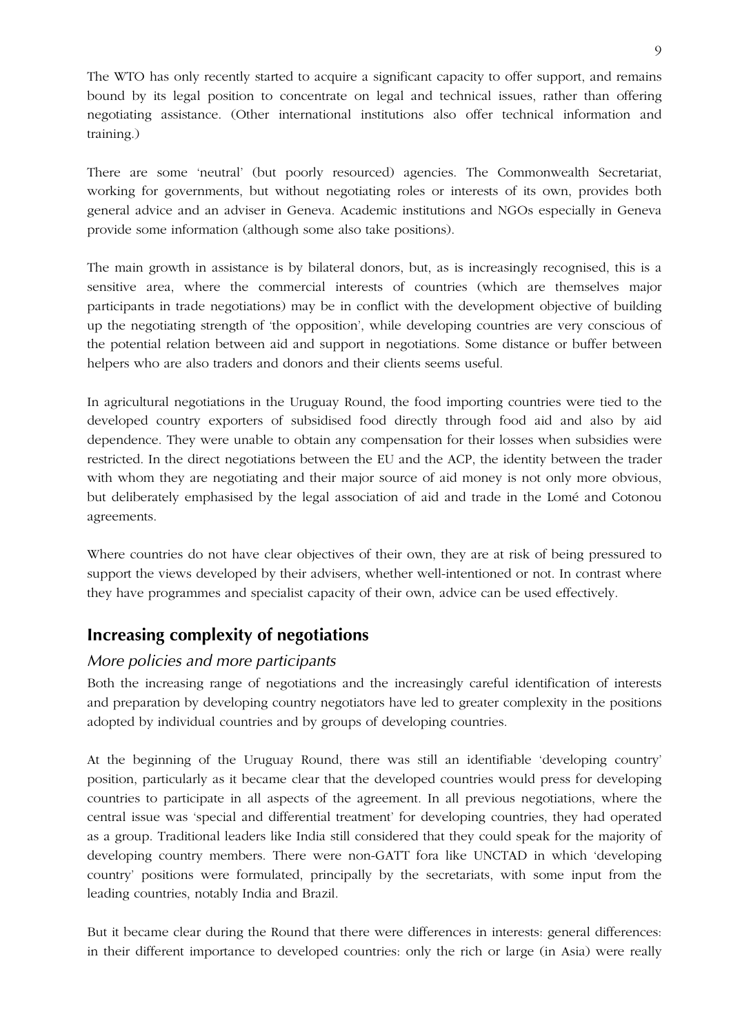The WTO has only recently started to acquire a significant capacity to offer support, and remains bound by its legal position to concentrate on legal and technical issues, rather than offering negotiating assistance. (Other international institutions also offer technical information and training.)

There are some 'neutral' (but poorly resourced) agencies. The Commonwealth Secretariat, working for governments, but without negotiating roles or interests of its own, provides both general advice and an adviser in Geneva. Academic institutions and NGOs especially in Geneva provide some information (although some also take positions).

The main growth in assistance is by bilateral donors, but, as is increasingly recognised, this is a sensitive area, where the commercial interests of countries (which are themselves major participants in trade negotiations) may be in conflict with the development objective of building up the negotiating strength of 'the opposition', while developing countries are very conscious of the potential relation between aid and support in negotiations. Some distance or buffer between helpers who are also traders and donors and their clients seems useful.

In agricultural negotiations in the Uruguay Round, the food importing countries were tied to the developed country exporters of subsidised food directly through food aid and also by aid dependence. They were unable to obtain any compensation for their losses when subsidies were restricted. In the direct negotiations between the EU and the ACP, the identity between the trader with whom they are negotiating and their major source of aid money is not only more obvious, but deliberately emphasised by the legal association of aid and trade in the Lomé and Cotonou agreements.

Where countries do not have clear objectives of their own, they are at risk of being pressured to support the views developed by their advisers, whether well-intentioned or not. In contrast where they have programmes and specialist capacity of their own, advice can be used effectively.

## Increasing complexity of negotiations

### *More policies and more participants*

Both the increasing range of negotiations and the increasingly careful identification of interests and preparation by developing country negotiators have led to greater complexity in the positions adopted by individual countries and by groups of developing countries.

At the beginning of the Uruguay Round, there was still an identifiable 'developing country' position, particularly as it became clear that the developed countries would press for developing countries to participate in all aspects of the agreement. In all previous negotiations, where the central issue was 'special and differential treatment' for developing countries, they had operated as a group. Traditional leaders like India still considered that they could speak for the majority of developing country members. There were non-GATT fora like UNCTAD in which 'developing country' positions were formulated, principally by the secretariats, with some input from the leading countries, notably India and Brazil.

But it became clear during the Round that there were differences in interests: general differences: in their different importance to developed countries: only the rich or large (in Asia) were really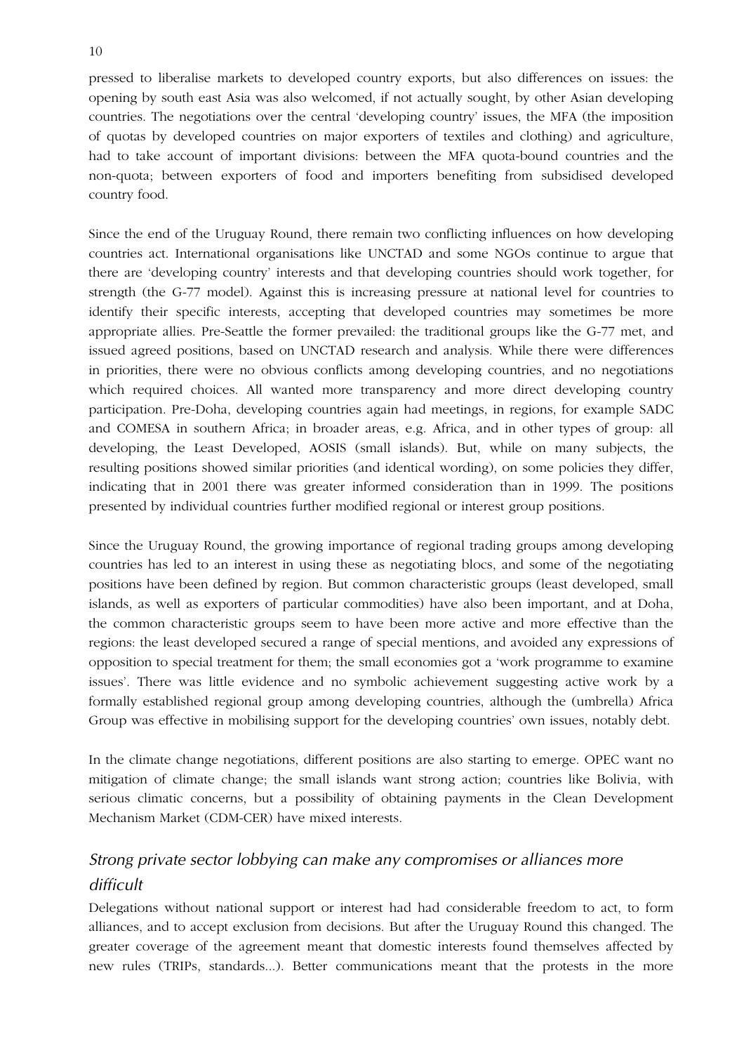pressed to liberalise markets to developed country exports, but also differences on issues: the opening by south east Asia was also welcomed, if not actually sought, by other Asian developing countries. The negotiations over the central 'developing country' issues, the MFA (the imposition of quotas by developed countries on major exporters of textiles and clothing) and agriculture, had to take account of important divisions: between the MFA quota-bound countries and the non-quota; between exporters of food and importers benefiting from subsidised developed country food.

Since the end of the Uruguay Round, there remain two conflicting influences on how developing countries act. International organisations like UNCTAD and some NGOs continue to argue that there are 'developing country' interests and that developing countries should work together, for strength (the G-77 model). Against this is increasing pressure at national level for countries to identify their specific interests, accepting that developed countries may sometimes be more appropriate allies. Pre-Seattle the former prevailed: the traditional groups like the G-77 met, and issued agreed positions, based on UNCTAD research and analysis. While there were differences in priorities, there were no obvious conflicts among developing countries, and no negotiations which required choices. All wanted more transparency and more direct developing country participation. Pre-Doha, developing countries again had meetings, in regions, for example SADC and COMESA in southern Africa; in broader areas, e.g. Africa, and in other types of group: all developing, the Least Developed, AOSIS (small islands). But, while on many subjects, the resulting positions showed similar priorities (and identical wording), on some policies they differ, indicating that in 2001 there was greater informed consideration than in 1999. The positions presented by individual countries further modified regional or interest group positions.

Since the Uruguay Round, the growing importance of regional trading groups among developing countries has led to an interest in using these as negotiating blocs, and some of the negotiating positions have been defined by region. But common characteristic groups (least developed, small islands, as well as exporters of particular commodities) have also been important, and at Doha, the common characteristic groups seem to have been more active and more effective than the regions: the least developed secured a range of special mentions, and avoided any expressions of opposition to special treatment for them; the small economies got a 'work programme to examine issues'. There was little evidence and no symbolic achievement suggesting active work by a formally established regional group among developing countries, although the (umbrella) Africa Group was effective in mobilising support for the developing countries' own issues, notably debt.

In the climate change negotiations, different positions are also starting to emerge. OPEC want no mitigation of climate change; the small islands want strong action; countries like Bolivia, with serious climatic concerns, but a possibility of obtaining payments in the Clean Development Mechanism Market (CDM-CER) have mixed interests.

### *Strong private sector lobbying can make any compromises or alliances more difficult*

Delegations without national support or interest had had considerable freedom to act, to form alliances, and to accept exclusion from decisions. But after the Uruguay Round this changed. The greater coverage of the agreement meant that domestic interests found themselves affected by new rules (TRIPs, standards...). Better communications meant that the protests in the more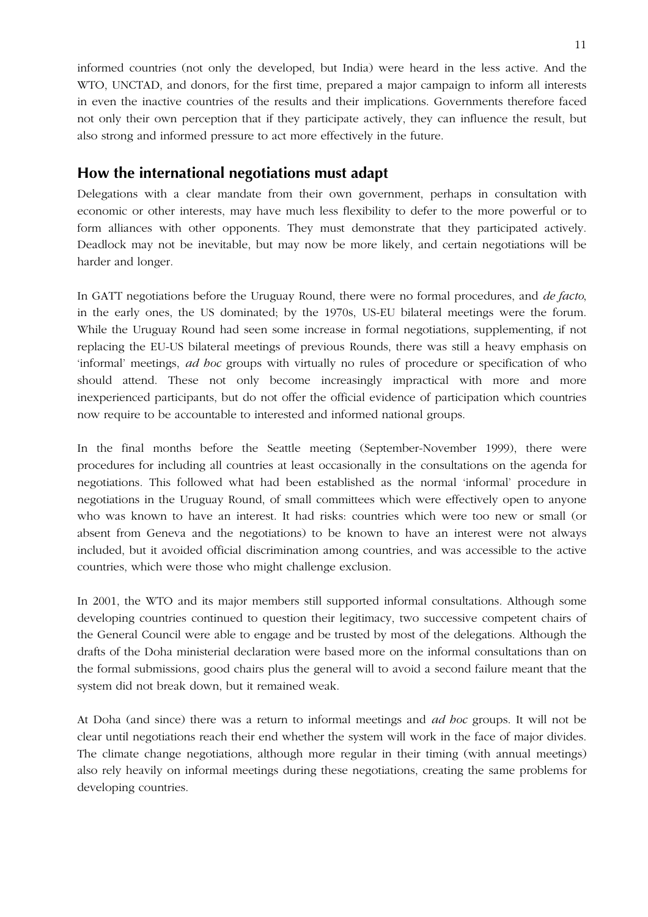informed countries (not only the developed, but India) were heard in the less active. And the WTO, UNCTAD, and donors, for the first time, prepared a major campaign to inform all interests in even the inactive countries of the results and their implications. Governments therefore faced not only their own perception that if they participate actively, they can influence the result, but also strong and informed pressure to act more effectively in the future.

## How the international negotiations must adapt

Delegations with a clear mandate from their own government, perhaps in consultation with economic or other interests, may have much less flexibility to defer to the more powerful or to form alliances with other opponents. They must demonstrate that they participated actively. Deadlock may not be inevitable, but may now be more likely, and certain negotiations will be harder and longer.

In GATT negotiations before the Uruguay Round, there were no formal procedures, and *de facto*, in the early ones, the US dominated; by the 1970s, US-EU bilateral meetings were the forum. While the Uruguay Round had seen some increase in formal negotiations, supplementing, if not replacing the EU-US bilateral meetings of previous Rounds, there was still a heavy emphasis on 'informal' meetings, *ad hoc* groups with virtually no rules of procedure or specification of who should attend. These not only become increasingly impractical with more and more inexperienced participants, but do not offer the official evidence of participation which countries now require to be accountable to interested and informed national groups.

In the final months before the Seattle meeting (September-November 1999), there were procedures for including all countries at least occasionally in the consultations on the agenda for negotiations. This followed what had been established as the normal 'informal' procedure in negotiations in the Uruguay Round, of small committees which were effectively open to anyone who was known to have an interest. It had risks: countries which were too new or small (or absent from Geneva and the negotiations) to be known to have an interest were not always included, but it avoided official discrimination among countries, and was accessible to the active countries, which were those who might challenge exclusion.

In 2001, the WTO and its major members still supported informal consultations. Although some developing countries continued to question their legitimacy, two successive competent chairs of the General Council were able to engage and be trusted by most of the delegations. Although the drafts of the Doha ministerial declaration were based more on the informal consultations than on the formal submissions, good chairs plus the general will to avoid a second failure meant that the system did not break down, but it remained weak.

At Doha (and since) there was a return to informal meetings and *ad hoc* groups. It will not be clear until negotiations reach their end whether the system will work in the face of major divides. The climate change negotiations, although more regular in their timing (with annual meetings) also rely heavily on informal meetings during these negotiations, creating the same problems for developing countries.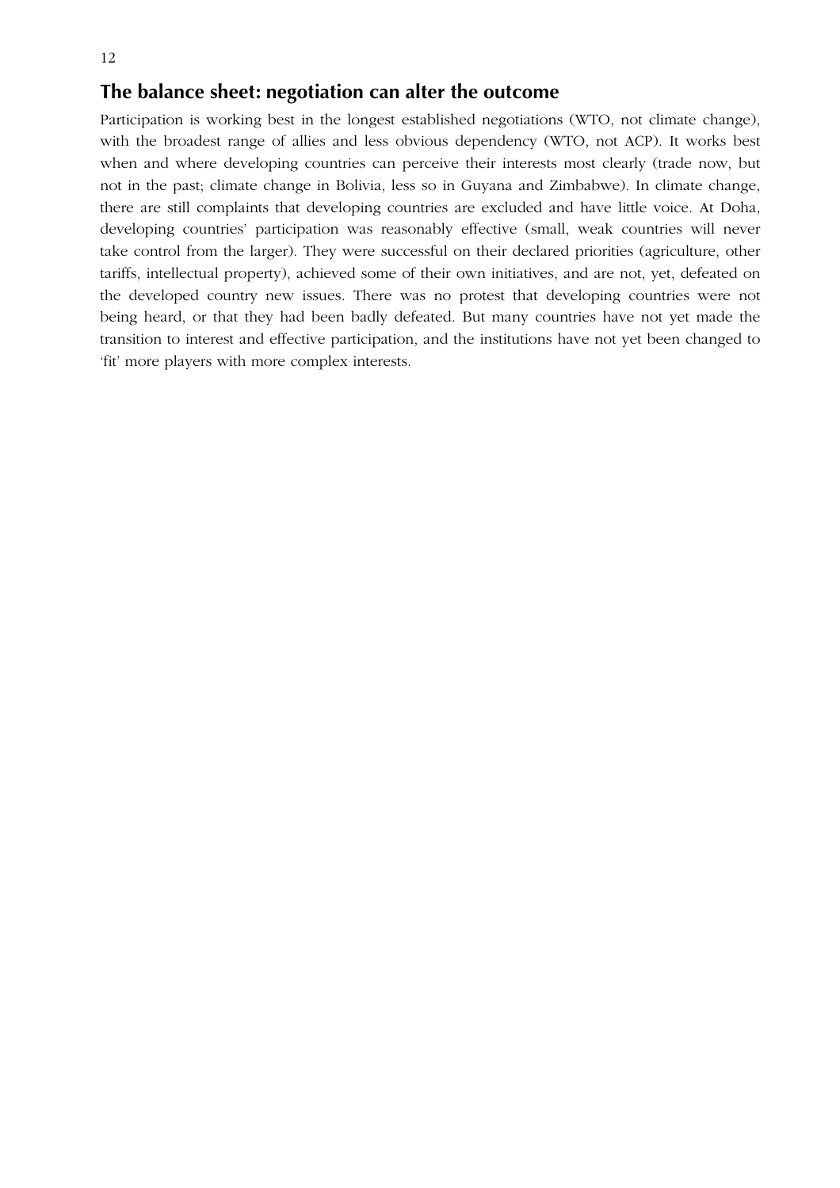## The balance sheet: negotiation can alter the outcome

Participation is working best in the longest established negotiations (WTO, not climate change), with the broadest range of allies and less obvious dependency (WTO, not ACP). It works best when and where developing countries can perceive their interests most clearly (trade now, but not in the past; climate change in Bolivia, less so in Guyana and Zimbabwe). In climate change, there are still complaints that developing countries are excluded and have little voice. At Doha, developing countries' participation was reasonably effective (small, weak countries will never take control from the larger). They were successful on their declared priorities (agriculture, other tariffs, intellectual property), achieved some of their own initiatives, and are not, yet, defeated on the developed country new issues. There was no protest that developing countries were not being heard, or that they had been badly defeated. But many countries have not yet made the transition to interest and effective participation, and the institutions have not yet been changed to 'fit' more players with more complex interests.